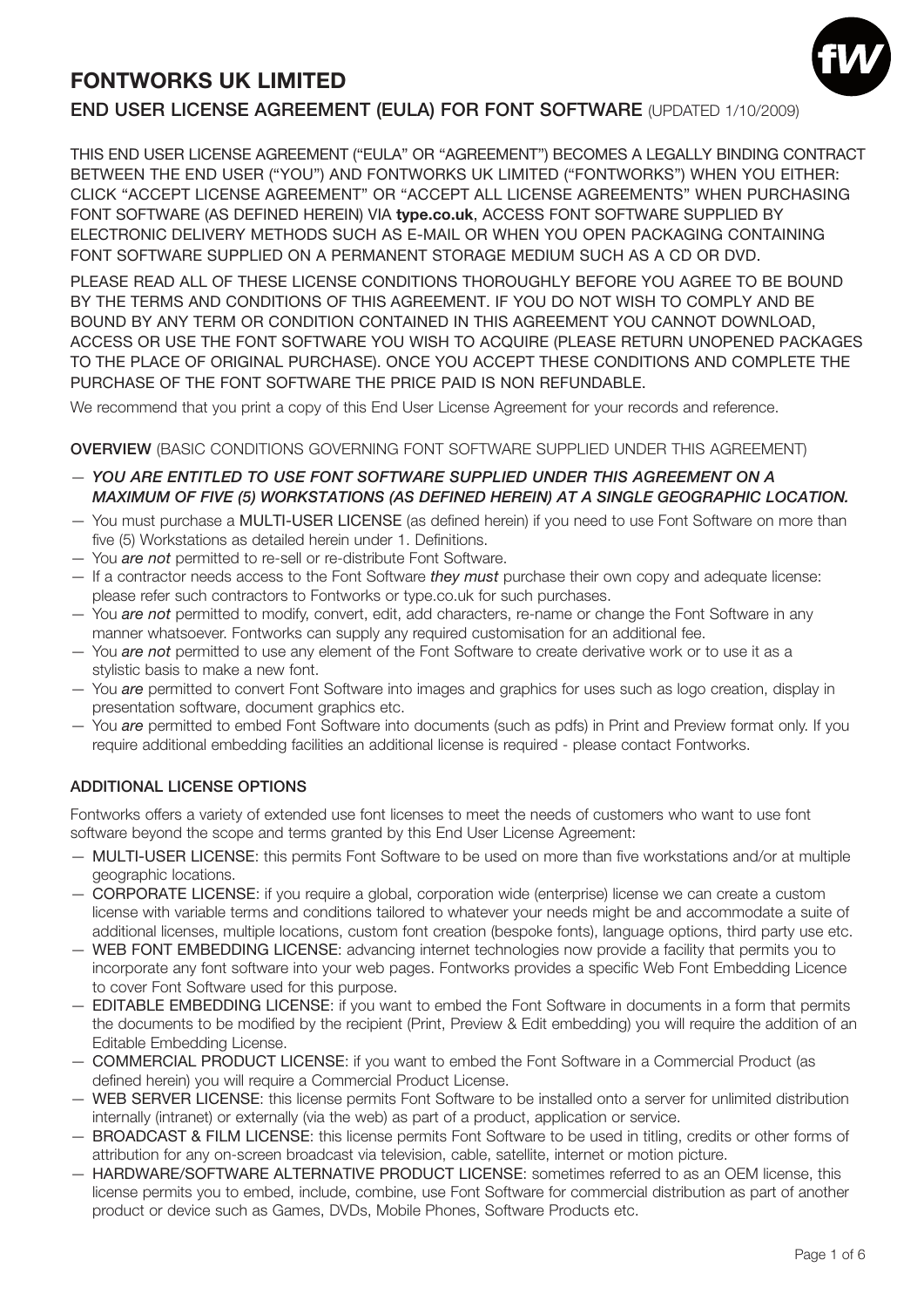# FONTWORKS UK LIMITED

## END USER LICENSE AGREEMENT (EULA) FOR FONT SOFTWARE (UPDATED 1/10/2009)

THIS END USER LICENSE AGREEMENT ("EULA" OR "AGREEMENT") BECOMES A LEGALLY BINDING CONTRACT BETWEEN THE END USER ("YOU") AND FONTWORKS UK LIMITED ("FONTWORKS") WHEN YOU EITHER: CLICK "ACCEPT LICENSE AGREEMENT" OR "ACCEPT ALL LICENSE AGREEMENTS" WHEN PURCHASING FONT SOFTWARE (AS DEFINED HEREIN) VIA **type.co.uk**, ACCESS FONT SOFTWARE SUPPLIED BY ELECTRONIC DELIVERY METHODS SUCH AS E-MAIL OR WHEN YOU OPEN PACKAGING CONTAINING FONT SOFTWARE SUPPLIED ON A PERMANENT STORAGE MEDIUM SUCH AS A CD OR DVD.

PLEASE READ ALL OF THESE LICENSE CONDITIONS THOROUGHLY BEFORE YOU AGREE TO BE BOUND BY THE TERMS AND CONDITIONS OF THIS AGREEMENT. IF YOU DO NOT WISH TO COMPLY AND BE BOUND BY ANY TERM OR CONDITION CONTAINED IN THIS AGREEMENT YOU CANNOT DOWNLOAD, ACCESS OR USE THE FONT SOFTWARE YOU WISH TO ACQUIRE (PLEASE RETURN UNOPENED PACKAGES TO THE PLACE OF ORIGINAL PURCHASE). ONCE YOU ACCEPT THESE CONDITIONS AND COMPLETE THE PURCHASE OF THE FONT SOFTWARE THE PRICE PAID IS NON REFUNDABLE.

We recommend that you print a copy of this End User License Agreement for your records and reference.

**OVERVIEW** (BASIC CONDITIONS GOVERNING FONT SOFTWARE SUPPLIED UNDER THIS AGREEMENT)

- ***YOU ARE ENTITLED TO USE FONT SOFTWARE SUPPLIED UNDER THIS AGREEMENT ON A MAXIMUM OF FIVE (5) WORKSTATIONS (AS DEFINED HEREIN) AT A SINGLE GEOGRAPHIC LOCATION.***
- You must purchase a MULTI-USER LICENSE (as defined herein) if you need to use Font Software on more than five (5) Workstations as detailed herein under 1. Definitions.
- You ***are not*** permitted to re-sell or re-distribute Font Software.
- If a contractor needs access to the Font Software *they must* purchase their own copy and adequate license: please refer such contractors to Fontworks or type.co.uk for such purchases.
- You ***are not*** permitted to modify, convert, edit, add characters, re-name or change the Font Software in any manner whatsoever. Fontworks can supply any required customisation for an additional fee.
- You ***are not*** permitted to use any element of the Font Software to create derivative work or to use it as a stylistic basis to make a new font.
- You ***are*** permitted to convert Font Software into images and graphics for uses such as logo creation, display in presentation software, document graphics etc.
- You ***are*** permitted to embed Font Software into documents (such as pdfs) in Print and Preview format only. If you require additional embedding facilities an additional license is required - please contact Fontworks.

### ADDITIONAL LICENSE OPTIONS

Fontworks offers a variety of extended use font licenses to meet the needs of customers who want to use font software beyond the scope and terms granted by this End User License Agreement:

- MULTI-USER LICENSE: this permits Font Software to be used on more than five workstations and/or at multiple geographic locations.
- CORPORATE LICENSE: if you require a global, corporation wide (enterprise) license we can create a custom license with variable terms and conditions tailored to whatever your needs might be and accommodate a suite of additional licenses, multiple locations, custom font creation (bespoke fonts), language options, third party use etc.
- WEB FONT EMBEDDING LICENSE: advancing internet technologies now provide a facility that permits you to incorporate any font software into your web pages. Fontworks provides a specific Web Font Embedding Licence to cover Font Software used for this purpose.
- EDITABLE EMBEDDING LICENSE: if you want to embed the Font Software in documents in a form that permits the documents to be modified by the recipient (Print, Preview & Edit embedding) you will require the addition of an Editable Embedding License.
- COMMERCIAL PRODUCT LICENSE: if you want to embed the Font Software in a Commercial Product (as defined herein) you will require a Commercial Product License.
- WEB SERVER LICENSE: this license permits Font Software to be installed onto a server for unlimited distribution internally (intranet) or externally (via the web) as part of a product, application or service.
- BROADCAST & FILM LICENSE: this license permits Font Software to be used in titling, credits or other forms of attribution for any on-screen broadcast via television, cable, satellite, internet or motion picture.
- HARDWARE/SOFTWARE ALTERNATIVE PRODUCT LICENSE: sometimes referred to as an OEM license, this license permits you to embed, include, combine, use Font Software for commercial distribution as part of another product or device such as Games, DVDs, Mobile Phones, Software Products etc.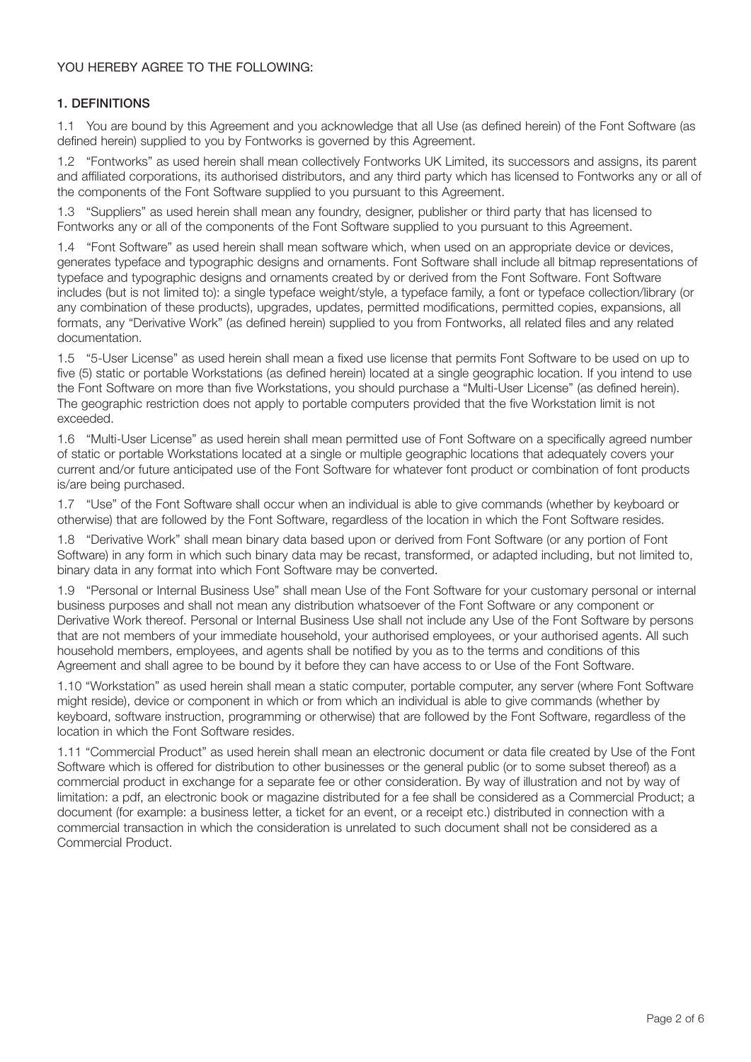YOU HEREBY AGREE TO THE FOLLOWING:

## 1. DEFINITIONS

1.1 You are bound by this Agreement and you acknowledge that all Use (as defined herein) of the Font Software (as defined herein) supplied to you by Fontworks is governed by this Agreement.

1.2 "Fontworks" as used herein shall mean collectively Fontworks UK Limited, its successors and assigns, its parent and affiliated corporations, its authorised distributors, and any third party which has licensed to Fontworks any or all of the components of the Font Software supplied to you pursuant to this Agreement.

1.3 "Suppliers" as used herein shall mean any foundry, designer, publisher or third party that has licensed to Fontworks any or all of the components of the Font Software supplied to you pursuant to this Agreement.

1.4 "Font Software" as used herein shall mean software which, when used on an appropriate device or devices, generates typeface and typographic designs and ornaments. Font Software shall include all bitmap representations of typeface and typographic designs and ornaments created by or derived from the Font Software. Font Software includes (but is not limited to): a single typeface weight/style, a typeface family, a font or typeface collection/library (or any combination of these products), upgrades, updates, permitted modifications, permitted copies, expansions, all formats, any "Derivative Work" (as defined herein) supplied to you from Fontworks, all related files and any related documentation.

1.5 "5-User License" as used herein shall mean a fixed use license that permits Font Software to be used on up to five (5) static or portable Workstations (as defined herein) located at a single geographic location. If you intend to use the Font Software on more than five Workstations, you should purchase a "Multi-User License" (as defined herein). The geographic restriction does not apply to portable computers provided that the five Workstation limit is not exceeded.

1.6 "Multi-User License" as used herein shall mean permitted use of Font Software on a specifically agreed number of static or portable Workstations located at a single or multiple geographic locations that adequately covers your current and/or future anticipated use of the Font Software for whatever font product or combination of font products is/are being purchased.

1.7 "Use" of the Font Software shall occur when an individual is able to give commands (whether by keyboard or otherwise) that are followed by the Font Software, regardless of the location in which the Font Software resides.

1.8 "Derivative Work" shall mean binary data based upon or derived from Font Software (or any portion of Font Software) in any form in which such binary data may be recast, transformed, or adapted including, but not limited to, binary data in any format into which Font Software may be converted.

1.9 "Personal or Internal Business Use" shall mean Use of the Font Software for your customary personal or internal business purposes and shall not mean any distribution whatsoever of the Font Software or any component or Derivative Work thereof. Personal or Internal Business Use shall not include any Use of the Font Software by persons that are not members of your immediate household, your authorised employees, or your authorised agents. All such household members, employees, and agents shall be notified by you as to the terms and conditions of this Agreement and shall agree to be bound by it before they can have access to or Use of the Font Software.

1.10 "Workstation" as used herein shall mean a static computer, portable computer, any server (where Font Software might reside), device or component in which or from which an individual is able to give commands (whether by keyboard, software instruction, programming or otherwise) that are followed by the Font Software, regardless of the location in which the Font Software resides.

1.11 "Commercial Product" as used herein shall mean an electronic document or data file created by Use of the Font Software which is offered for distribution to other businesses or the general public (or to some subset thereof) as a commercial product in exchange for a separate fee or other consideration. By way of illustration and not by way of limitation: a pdf, an electronic book or magazine distributed for a fee shall be considered as a Commercial Product; a document (for example: a business letter, a ticket for an event, or a receipt etc.) distributed in connection with a commercial transaction in which the consideration is unrelated to such document shall not be considered as a Commercial Product.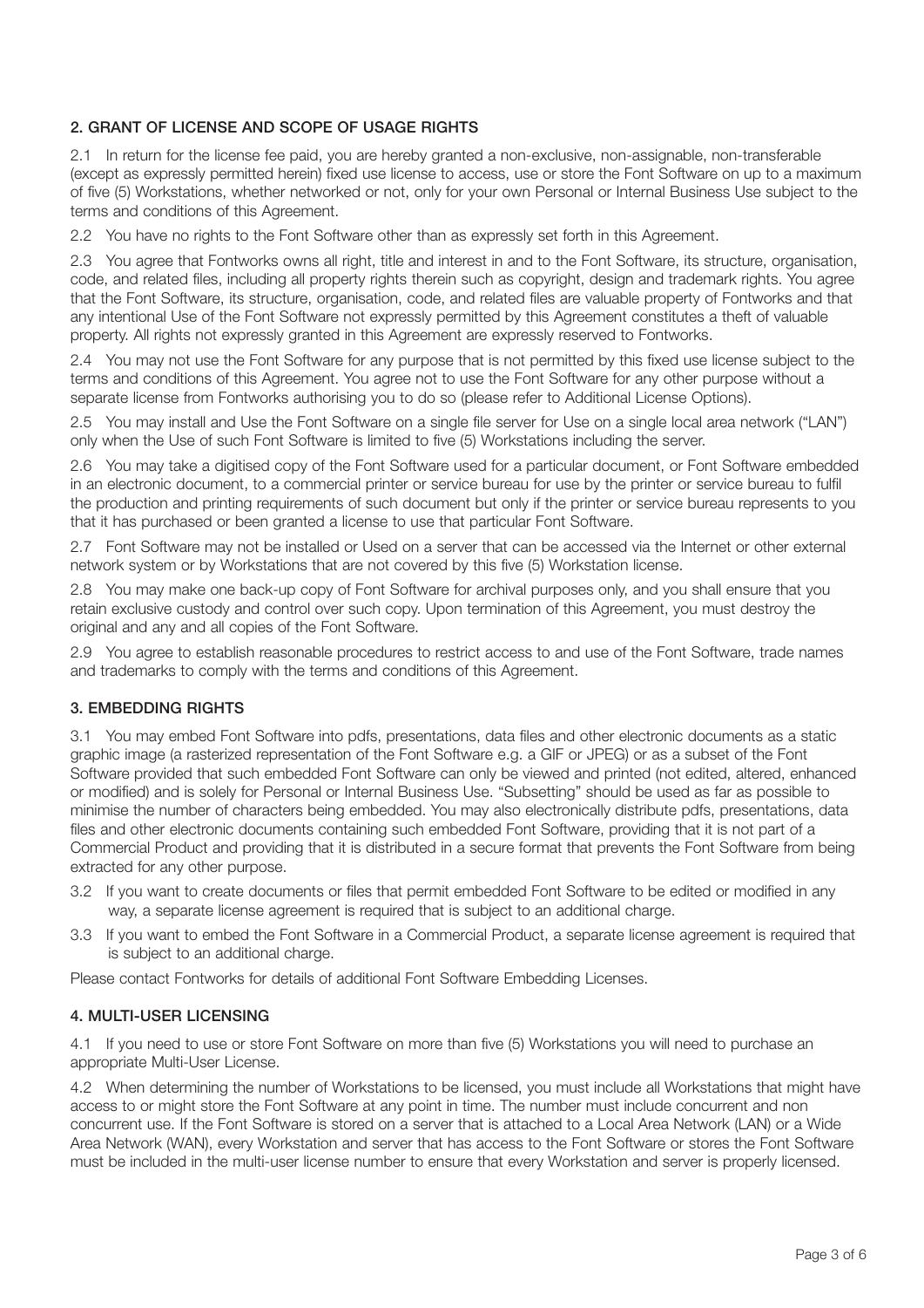## 2. GRANT OF LICENSE AND SCOPE OF USAGE RIGHTS

2.1 In return for the license fee paid, you are hereby granted a non-exclusive, non-assignable, non-transferable (except as expressly permitted herein) fixed use license to access, use or store the Font Software on up to a maximum of five (5) Workstations, whether networked or not, only for your own Personal or Internal Business Use subject to the terms and conditions of this Agreement.

2.2 You have no rights to the Font Software other than as expressly set forth in this Agreement.

2.3 You agree that Fontworks owns all right, title and interest in and to the Font Software, its structure, organisation, code, and related files, including all property rights therein such as copyright, design and trademark rights. You agree that the Font Software, its structure, organisation, code, and related files are valuable property of Fontworks and that any intentional Use of the Font Software not expressly permitted by this Agreement constitutes a theft of valuable property. All rights not expressly granted in this Agreement are expressly reserved to Fontworks.

2.4 You may not use the Font Software for any purpose that is not permitted by this fixed use license subject to the terms and conditions of this Agreement. You agree not to use the Font Software for any other purpose without a separate license from Fontworks authorising you to do so (please refer to Additional License Options).

2.5 You may install and Use the Font Software on a single file server for Use on a single local area network ("LAN") only when the Use of such Font Software is limited to five (5) Workstations including the server.

2.6 You may take a digitised copy of the Font Software used for a particular document, or Font Software embedded in an electronic document, to a commercial printer or service bureau for use by the printer or service bureau to fulfil the production and printing requirements of such document but only if the printer or service bureau represents to you that it has purchased or been granted a license to use that particular Font Software.

2.7 Font Software may not be installed or Used on a server that can be accessed via the Internet or other external network system or by Workstations that are not covered by this five (5) Workstation license.

2.8 You may make one back-up copy of Font Software for archival purposes only, and you shall ensure that you retain exclusive custody and control over such copy. Upon termination of this Agreement, you must destroy the original and any and all copies of the Font Software.

2.9 You agree to establish reasonable procedures to restrict access to and use of the Font Software, trade names and trademarks to comply with the terms and conditions of this Agreement.

## 3. EMBEDDING RIGHTS

3.1 You may embed Font Software into pdfs, presentations, data files and other electronic documents as a static graphic image (a rasterized representation of the Font Software e.g. a GIF or JPEG) or as a subset of the Font Software provided that such embedded Font Software can only be viewed and printed (not edited, altered, enhanced or modified) and is solely for Personal or Internal Business Use. "Subsetting" should be used as far as possible to minimise the number of characters being embedded. You may also electronically distribute pdfs, presentations, data files and other electronic documents containing such embedded Font Software, providing that it is not part of a Commercial Product and providing that it is distributed in a secure format that prevents the Font Software from being extracted for any other purpose.

3.2 If you want to create documents or files that permit embedded Font Software to be edited or modified in any way, a separate license agreement is required that is subject to an additional charge.

3.3 If you want to embed the Font Software in a Commercial Product, a separate license agreement is required that is subject to an additional charge.

Please contact Fontworks for details of additional Font Software Embedding Licenses.

## 4. MULTI-USER LICENSING

4.1 If you need to use or store Font Software on more than five (5) Workstations you will need to purchase an appropriate Multi-User License.

4.2 When determining the number of Workstations to be licensed, you must include all Workstations that might have access to or might store the Font Software at any point in time. The number must include concurrent and non concurrent use. If the Font Software is stored on a server that is attached to a Local Area Network (LAN) or a Wide Area Network (WAN), every Workstation and server that has access to the Font Software or stores the Font Software must be included in the multi-user license number to ensure that every Workstation and server is properly licensed.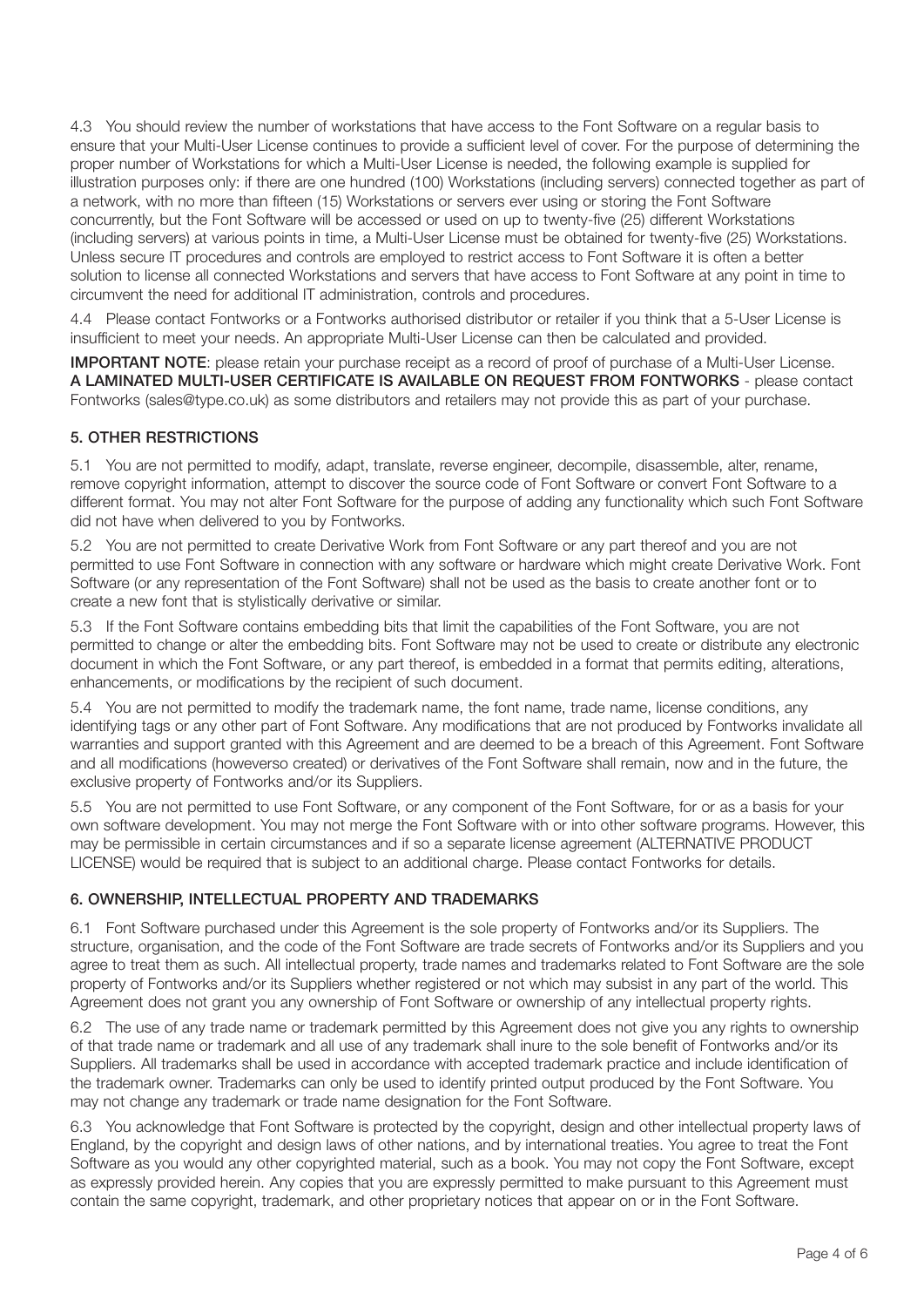4.3 You should review the number of workstations that have access to the Font Software on a regular basis to ensure that your Multi-User License continues to provide a sufficient level of cover. For the purpose of determining the proper number of Workstations for which a Multi-User License is needed, the following example is supplied for illustration purposes only: if there are one hundred (100) Workstations (including servers) connected together as part of a network, with no more than fifteen (15) Workstations or servers ever using or storing the Font Software concurrently, but the Font Software will be accessed or used on up to twenty-five (25) different Workstations (including servers) at various points in time, a Multi-User License must be obtained for twenty-five (25) Workstations. Unless secure IT procedures and controls are employed to restrict access to Font Software it is often a better solution to license all connected Workstations and servers that have access to Font Software at any point in time to circumvent the need for additional IT administration, controls and procedures.

4.4 Please contact Fontworks or a Fontworks authorised distributor or retailer if you think that a 5-User License is insufficient to meet your needs. An appropriate Multi-User License can then be calculated and provided.

**IMPORTANT NOTE**: please retain your purchase receipt as a record of proof of purchase of a Multi-User License. **A LAMINATED MULTI-USER CERTIFICATE IS AVAILABLE ON REQUEST FROM FONTWORKS** - please contact Fontworks (sales@type.co.uk) as some distributors and retailers may not provide this as part of your purchase.

## 5. OTHER RESTRICTIONS

5.1 You are not permitted to modify, adapt, translate, reverse engineer, decompile, disassemble, alter, rename, remove copyright information, attempt to discover the source code of Font Software or convert Font Software to a different format. You may not alter Font Software for the purpose of adding any functionality which such Font Software did not have when delivered to you by Fontworks.

5.2 You are not permitted to create Derivative Work from Font Software or any part thereof and you are not permitted to use Font Software in connection with any software or hardware which might create Derivative Work. Font Software (or any representation of the Font Software) shall not be used as the basis to create another font or to create a new font that is stylistically derivative or similar.

5.3 If the Font Software contains embedding bits that limit the capabilities of the Font Software, you are not permitted to change or alter the embedding bits. Font Software may not be used to create or distribute any electronic document in which the Font Software, or any part thereof, is embedded in a format that permits editing, alterations, enhancements, or modifications by the recipient of such document.

5.4 You are not permitted to modify the trademark name, the font name, trade name, license conditions, any identifying tags or any other part of Font Software. Any modifications that are not produced by Fontworks invalidate all warranties and support granted with this Agreement and are deemed to be a breach of this Agreement. Font Software and all modifications (howeverso created) or derivatives of the Font Software shall remain, now and in the future, the exclusive property of Fontworks and/or its Suppliers.

5.5 You are not permitted to use Font Software, or any component of the Font Software, for or as a basis for your own software development. You may not merge the Font Software with or into other software programs. However, this may be permissible in certain circumstances and if so a separate license agreement (ALTERNATIVE PRODUCT LICENSE) would be required that is subject to an additional charge. Please contact Fontworks for details.

## 6. OWNERSHIP, INTELLECTUAL PROPERTY AND TRADEMARKS

6.1 Font Software purchased under this Agreement is the sole property of Fontworks and/or its Suppliers. The structure, organisation, and the code of the Font Software are trade secrets of Fontworks and/or its Suppliers and you agree to treat them as such. All intellectual property, trade names and trademarks related to Font Software are the sole property of Fontworks and/or its Suppliers whether registered or not which may subsist in any part of the world. This Agreement does not grant you any ownership of Font Software or ownership of any intellectual property rights.

6.2 The use of any trade name or trademark permitted by this Agreement does not give you any rights to ownership of that trade name or trademark and all use of any trademark shall inure to the sole benefit of Fontworks and/or its Suppliers. All trademarks shall be used in accordance with accepted trademark practice and include identification of the trademark owner. Trademarks can only be used to identify printed output produced by the Font Software. You may not change any trademark or trade name designation for the Font Software.

6.3 You acknowledge that Font Software is protected by the copyright, design and other intellectual property laws of England, by the copyright and design laws of other nations, and by international treaties. You agree to treat the Font Software as you would any other copyrighted material, such as a book. You may not copy the Font Software, except as expressly provided herein. Any copies that you are expressly permitted to make pursuant to this Agreement must contain the same copyright, trademark, and other proprietary notices that appear on or in the Font Software.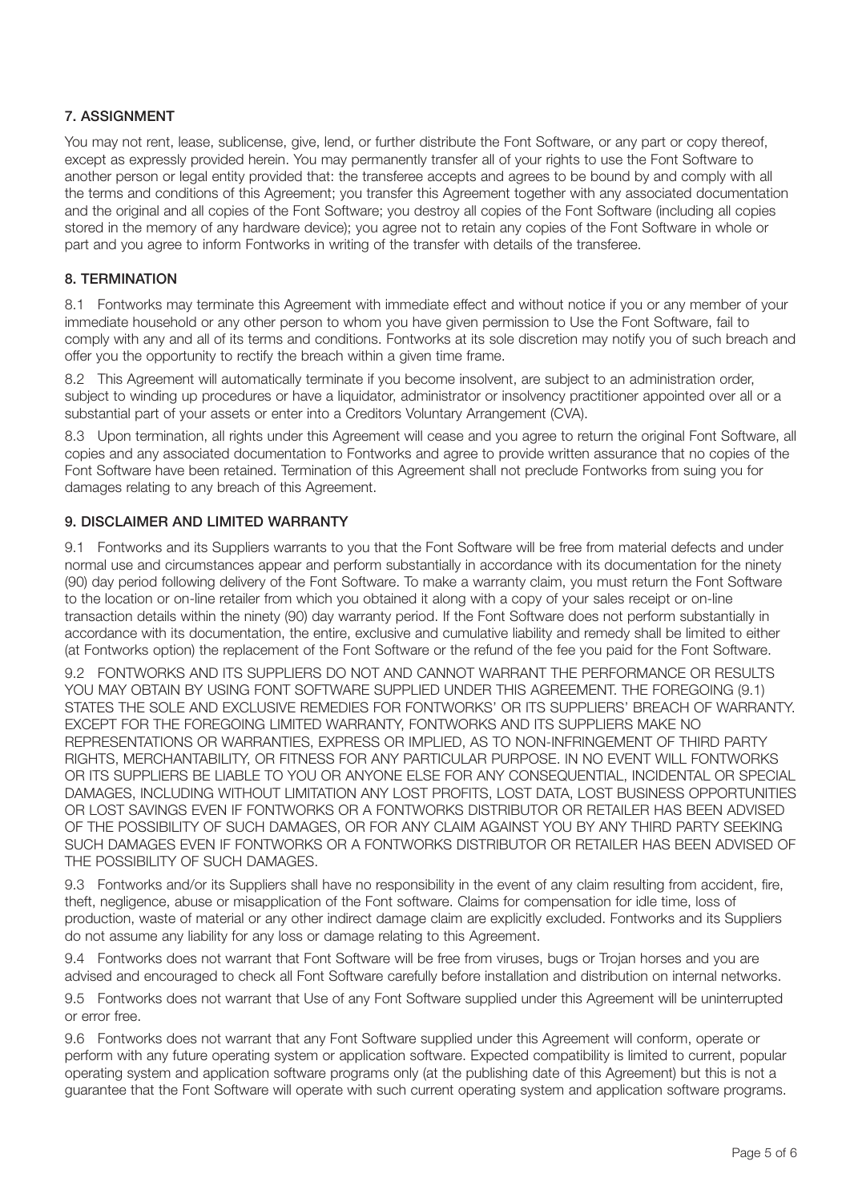## 7. ASSIGNMENT

You may not rent, lease, sublicense, give, lend, or further distribute the Font Software, or any part or copy thereof, except as expressly provided herein. You may permanently transfer all of your rights to use the Font Software to another person or legal entity provided that: the transferee accepts and agrees to be bound by and comply with all the terms and conditions of this Agreement; you transfer this Agreement together with any associated documentation and the original and all copies of the Font Software; you destroy all copies of the Font Software (including all copies stored in the memory of any hardware device); you agree not to retain any copies of the Font Software in whole or part and you agree to inform Fontworks in writing of the transfer with details of the transferee.

## 8. TERMINATION

8.1 Fontworks may terminate this Agreement with immediate effect and without notice if you or any member of your immediate household or any other person to whom you have given permission to Use the Font Software, fail to comply with any and all of its terms and conditions. Fontworks at its sole discretion may notify you of such breach and offer you the opportunity to rectify the breach within a given time frame.

8.2 This Agreement will automatically terminate if you become insolvent, are subject to an administration order, subject to winding up procedures or have a liquidator, administrator or insolvency practitioner appointed over all or a substantial part of your assets or enter into a Creditors Voluntary Arrangement (CVA).

8.3 Upon termination, all rights under this Agreement will cease and you agree to return the original Font Software, all copies and any associated documentation to Fontworks and agree to provide written assurance that no copies of the Font Software have been retained. Termination of this Agreement shall not preclude Fontworks from suing you for damages relating to any breach of this Agreement.

## 9. DISCLAIMER AND LIMITED WARRANTY

9.1 Fontworks and its Suppliers warrants to you that the Font Software will be free from material defects and under normal use and circumstances appear and perform substantially in accordance with its documentation for the ninety (90) day period following delivery of the Font Software. To make a warranty claim, you must return the Font Software to the location or on-line retailer from which you obtained it along with a copy of your sales receipt or on-line transaction details within the ninety (90) day warranty period. If the Font Software does not perform substantially in accordance with its documentation, the entire, exclusive and cumulative liability and remedy shall be limited to either (at Fontworks option) the replacement of the Font Software or the refund of the fee you paid for the Font Software.

9.2 FONTWORKS AND ITS SUPPLIERS DO NOT AND CANNOT WARRANT THE PERFORMANCE OR RESULTS YOU MAY OBTAIN BY USING FONT SOFTWARE SUPPLIED UNDER THIS AGREEMENT. THE FOREGOING (9.1) STATES THE SOLE AND EXCLUSIVE REMEDIES FOR FONTWORKS' OR ITS SUPPLIERS' BREACH OF WARRANTY. EXCEPT FOR THE FOREGOING LIMITED WARRANTY, FONTWORKS AND ITS SUPPLIERS MAKE NO REPRESENTATIONS OR WARRANTIES, EXPRESS OR IMPLIED, AS TO NON-INFRINGEMENT OF THIRD PARTY RIGHTS, MERCHANTABILITY, OR FITNESS FOR ANY PARTICULAR PURPOSE. IN NO EVENT WILL FONTWORKS OR ITS SUPPLIERS BE LIABLE TO YOU OR ANYONE ELSE FOR ANY CONSEQUENTIAL, INCIDENTAL OR SPECIAL DAMAGES, INCLUDING WITHOUT LIMITATION ANY LOST PROFITS, LOST DATA, LOST BUSINESS OPPORTUNITIES OR LOST SAVINGS EVEN IF FONTWORKS OR A FONTWORKS DISTRIBUTOR OR RETAILER HAS BEEN ADVISED OF THE POSSIBILITY OF SUCH DAMAGES, OR FOR ANY CLAIM AGAINST YOU BY ANY THIRD PARTY SEEKING SUCH DAMAGES EVEN IF FONTWORKS OR A FONTWORKS DISTRIBUTOR OR RETAILER HAS BEEN ADVISED OF THE POSSIBILITY OF SUCH DAMAGES.

9.3 Fontworks and/or its Suppliers shall have no responsibility in the event of any claim resulting from accident, fire, theft, negligence, abuse or misapplication of the Font software. Claims for compensation for idle time, loss of production, waste of material or any other indirect damage claim are explicitly excluded. Fontworks and its Suppliers do not assume any liability for any loss or damage relating to this Agreement.

9.4 Fontworks does not warrant that Font Software will be free from viruses, bugs or Trojan horses and you are advised and encouraged to check all Font Software carefully before installation and distribution on internal networks.

9.5 Fontworks does not warrant that Use of any Font Software supplied under this Agreement will be uninterrupted or error free.

9.6 Fontworks does not warrant that any Font Software supplied under this Agreement will conform, operate or perform with any future operating system or application software. Expected compatibility is limited to current, popular operating system and application software programs only (at the publishing date of this Agreement) but this is not a guarantee that the Font Software will operate with such current operating system and application software programs.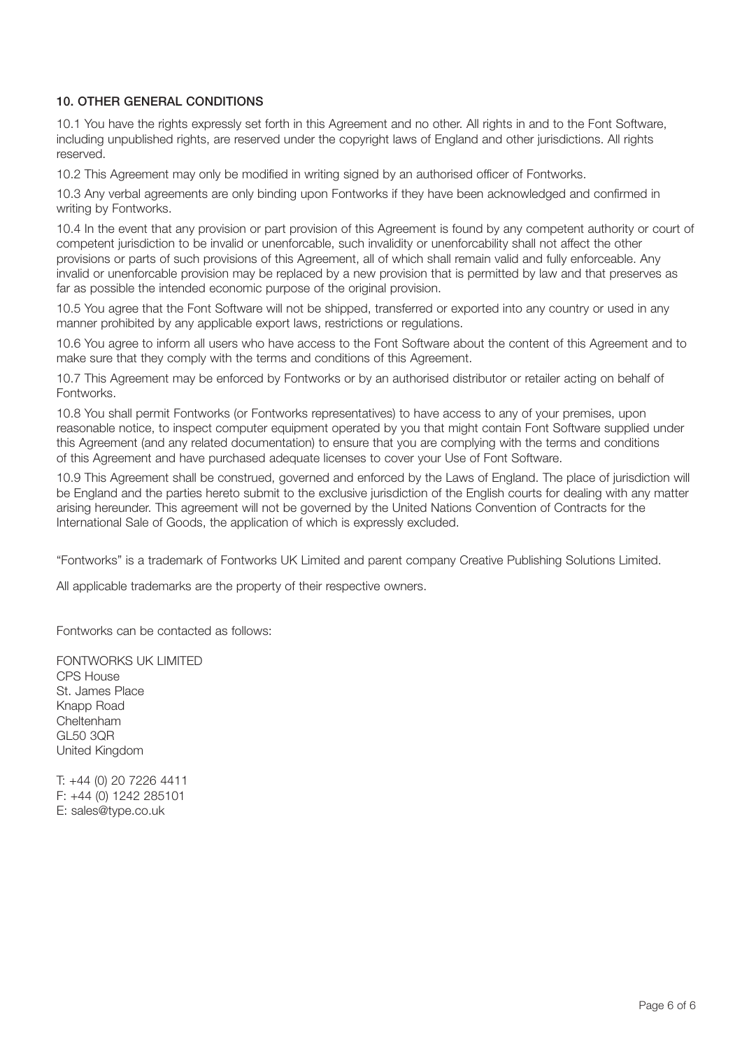## 10. OTHER GENERAL CONDITIONS

10.1 You have the rights expressly set forth in this Agreement and no other. All rights in and to the Font Software, including unpublished rights, are reserved under the copyright laws of England and other jurisdictions. All rights reserved.

10.2 This Agreement may only be modified in writing signed by an authorised officer of Fontworks.

10.3 Any verbal agreements are only binding upon Fontworks if they have been acknowledged and confirmed in writing by Fontworks.

10.4 In the event that any provision or part provision of this Agreement is found by any competent authority or court of competent jurisdiction to be invalid or unenforcable, such invalidity or unenforcability shall not affect the other provisions or parts of such provisions of this Agreement, all of which shall remain valid and fully enforceable. Any invalid or unenforcable provision may be replaced by a new provision that is permitted by law and that preserves as far as possible the intended economic purpose of the original provision.

10.5 You agree that the Font Software will not be shipped, transferred or exported into any country or used in any manner prohibited by any applicable export laws, restrictions or regulations.

10.6 You agree to inform all users who have access to the Font Software about the content of this Agreement and to make sure that they comply with the terms and conditions of this Agreement.

10.7 This Agreement may be enforced by Fontworks or by an authorised distributor or retailer acting on behalf of Fontworks.

10.8 You shall permit Fontworks (or Fontworks representatives) to have access to any of your premises, upon reasonable notice, to inspect computer equipment operated by you that might contain Font Software supplied under this Agreement (and any related documentation) to ensure that you are complying with the terms and conditions of this Agreement and have purchased adequate licenses to cover your Use of Font Software.

10.9 This Agreement shall be construed, governed and enforced by the Laws of England. The place of jurisdiction will be England and the parties hereto submit to the exclusive jurisdiction of the English courts for dealing with any matter arising hereunder. This agreement will not be governed by the United Nations Convention of Contracts for the International Sale of Goods, the application of which is expressly excluded.

"Fontworks" is a trademark of Fontworks UK Limited and parent company Creative Publishing Solutions Limited.

All applicable trademarks are the property of their respective owners.

Fontworks can be contacted as follows:

FONTWORKS UK LIMITED
CPS House
St. James Place
Knapp Road
Cheltenham
GL50 3QR
United Kingdom

T: +44 (0) 20 7226 4411
F: +44 (0) 1242 285101
E: sales@type.co.uk